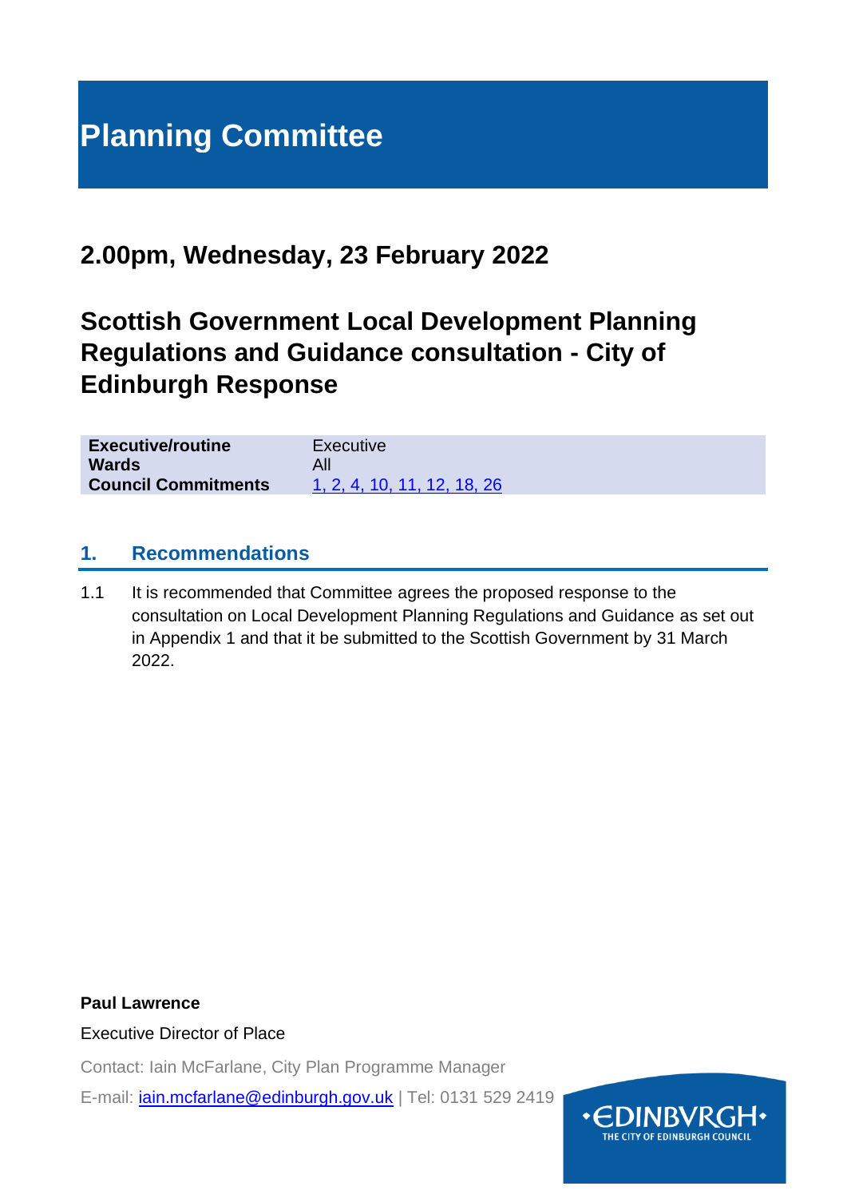# Planning Committee

## 2.00pm, Wednesday, 23 February 2022

## Scottish Government Local Development Planning Regulations and Guidance consultation - City of Edinburgh Response

| | |
|---|---|
| **Executive/routine** | Executive |
| **Wards** | All |
| **Council Commitments** | 1, 2, 4, 10, 11, 12, 18, 26 |

### 1. Recommendations

1.1 It is recommended that Committee agrees the proposed response to the consultation on Local Development Planning Regulations and Guidance as set out in Appendix 1 and that it be submitted to the Scottish Government by 31 March 2022.

**Paul Lawrence**

Executive Director of Place

Contact: Iain McFarlane, City Plan Programme Manager

E-mail: iain.mcfarlane@edinburgh.gov.uk | Tel: 0131 529 2419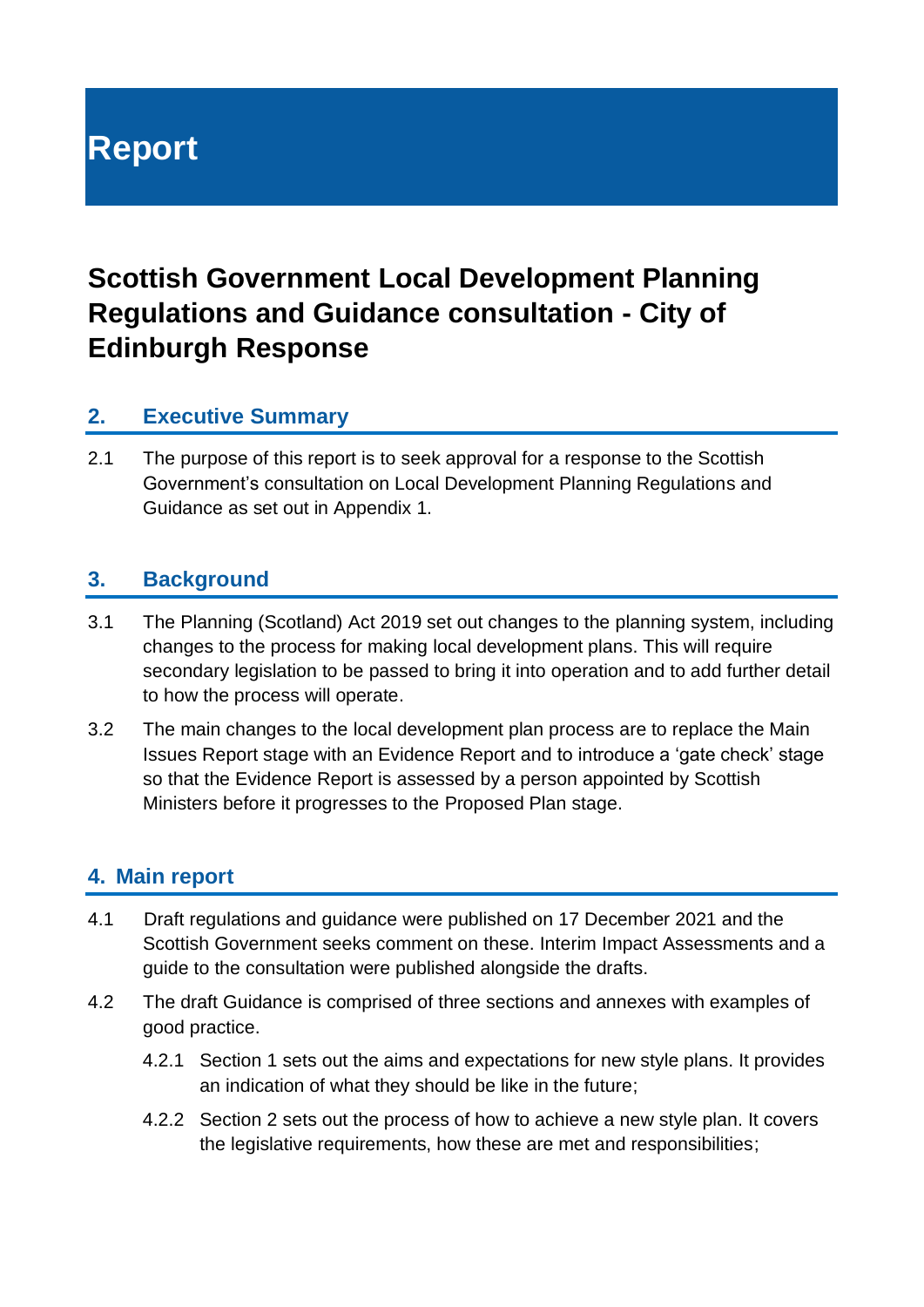# Report

## Scottish Government Local Development Planning Regulations and Guidance consultation - City of Edinburgh Response

## 2. Executive Summary

2.1 The purpose of this report is to seek approval for a response to the Scottish Government's consultation on Local Development Planning Regulations and Guidance as set out in Appendix 1.

## 3. Background

3.1 The Planning (Scotland) Act 2019 set out changes to the planning system, including changes to the process for making local development plans. This will require secondary legislation to be passed to bring it into operation and to add further detail to how the process will operate.

3.2 The main changes to the local development plan process are to replace the Main Issues Report stage with an Evidence Report and to introduce a 'gate check' stage so that the Evidence Report is assessed by a person appointed by Scottish Ministers before it progresses to the Proposed Plan stage.

## 4. Main report

4.1 Draft regulations and guidance were published on 17 December 2021 and the Scottish Government seeks comment on these. Interim Impact Assessments and a guide to the consultation were published alongside the drafts.

4.2 The draft Guidance is comprised of three sections and annexes with examples of good practice.

4.2.1 Section 1 sets out the aims and expectations for new style plans. It provides an indication of what they should be like in the future;

4.2.2 Section 2 sets out the process of how to achieve a new style plan. It covers the legislative requirements, how these are met and responsibilities;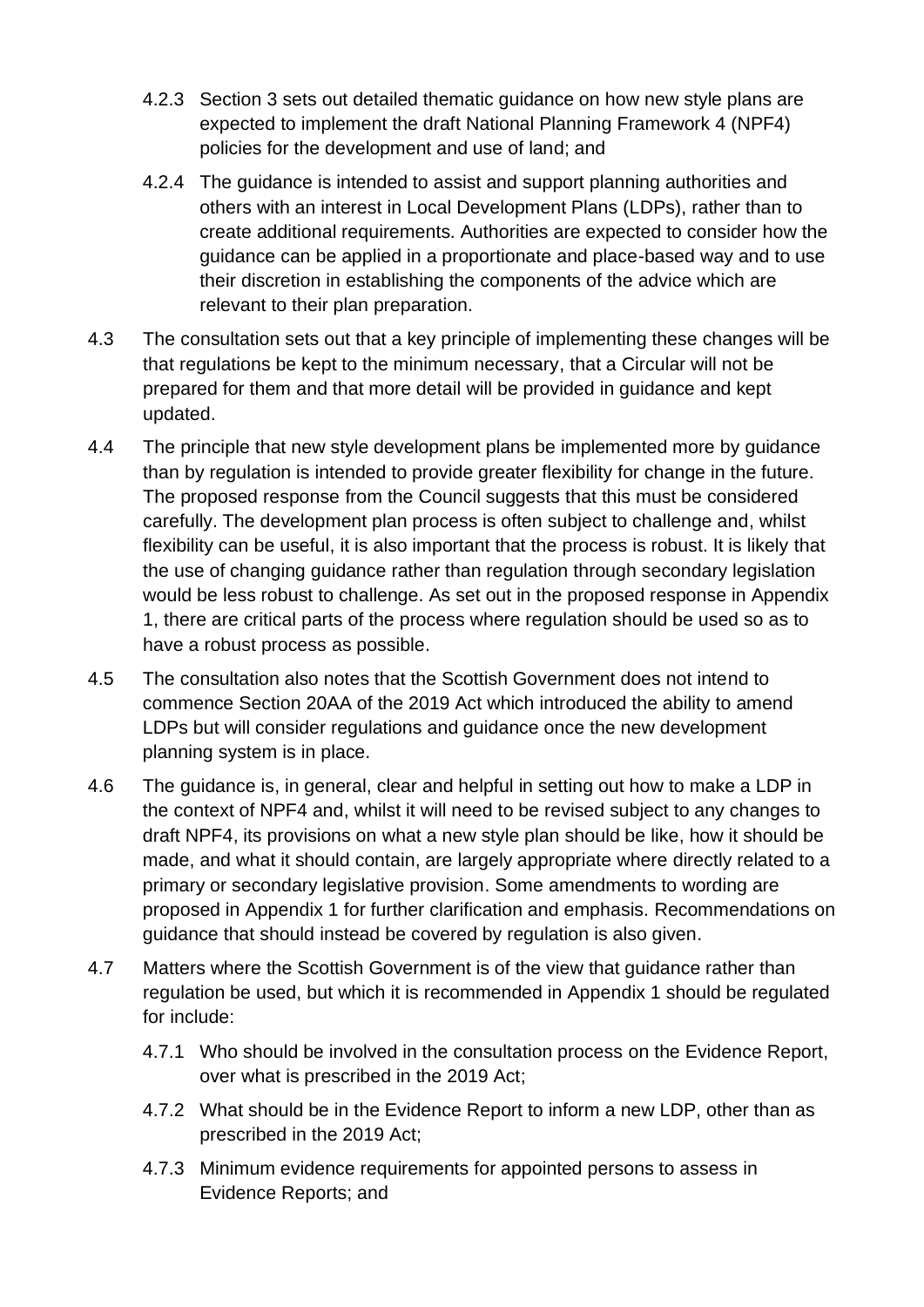4.2.3 Section 3 sets out detailed thematic guidance on how new style plans are expected to implement the draft National Planning Framework 4 (NPF4) policies for the development and use of land; and

4.2.4 The guidance is intended to assist and support planning authorities and others with an interest in Local Development Plans (LDPs), rather than to create additional requirements. Authorities are expected to consider how the guidance can be applied in a proportionate and place-based way and to use their discretion in establishing the components of the advice which are relevant to their plan preparation.

4.3 The consultation sets out that a key principle of implementing these changes will be that regulations be kept to the minimum necessary, that a Circular will not be prepared for them and that more detail will be provided in guidance and kept updated.

4.4 The principle that new style development plans be implemented more by guidance than by regulation is intended to provide greater flexibility for change in the future. The proposed response from the Council suggests that this must be considered carefully. The development plan process is often subject to challenge and, whilst flexibility can be useful, it is also important that the process is robust. It is likely that the use of changing guidance rather than regulation through secondary legislation would be less robust to challenge. As set out in the proposed response in Appendix 1, there are critical parts of the process where regulation should be used so as to have a robust process as possible.

4.5 The consultation also notes that the Scottish Government does not intend to commence Section 20AA of the 2019 Act which introduced the ability to amend LDPs but will consider regulations and guidance once the new development planning system is in place.

4.6 The guidance is, in general, clear and helpful in setting out how to make a LDP in the context of NPF4 and, whilst it will need to be revised subject to any changes to draft NPF4, its provisions on what a new style plan should be like, how it should be made, and what it should contain, are largely appropriate where directly related to a primary or secondary legislative provision. Some amendments to wording are proposed in Appendix 1 for further clarification and emphasis. Recommendations on guidance that should instead be covered by regulation is also given.

4.7 Matters where the Scottish Government is of the view that guidance rather than regulation be used, but which it is recommended in Appendix 1 should be regulated for include:

4.7.1 Who should be involved in the consultation process on the Evidence Report, over what is prescribed in the 2019 Act;

4.7.2 What should be in the Evidence Report to inform a new LDP, other than as prescribed in the 2019 Act;

4.7.3 Minimum evidence requirements for appointed persons to assess in Evidence Reports; and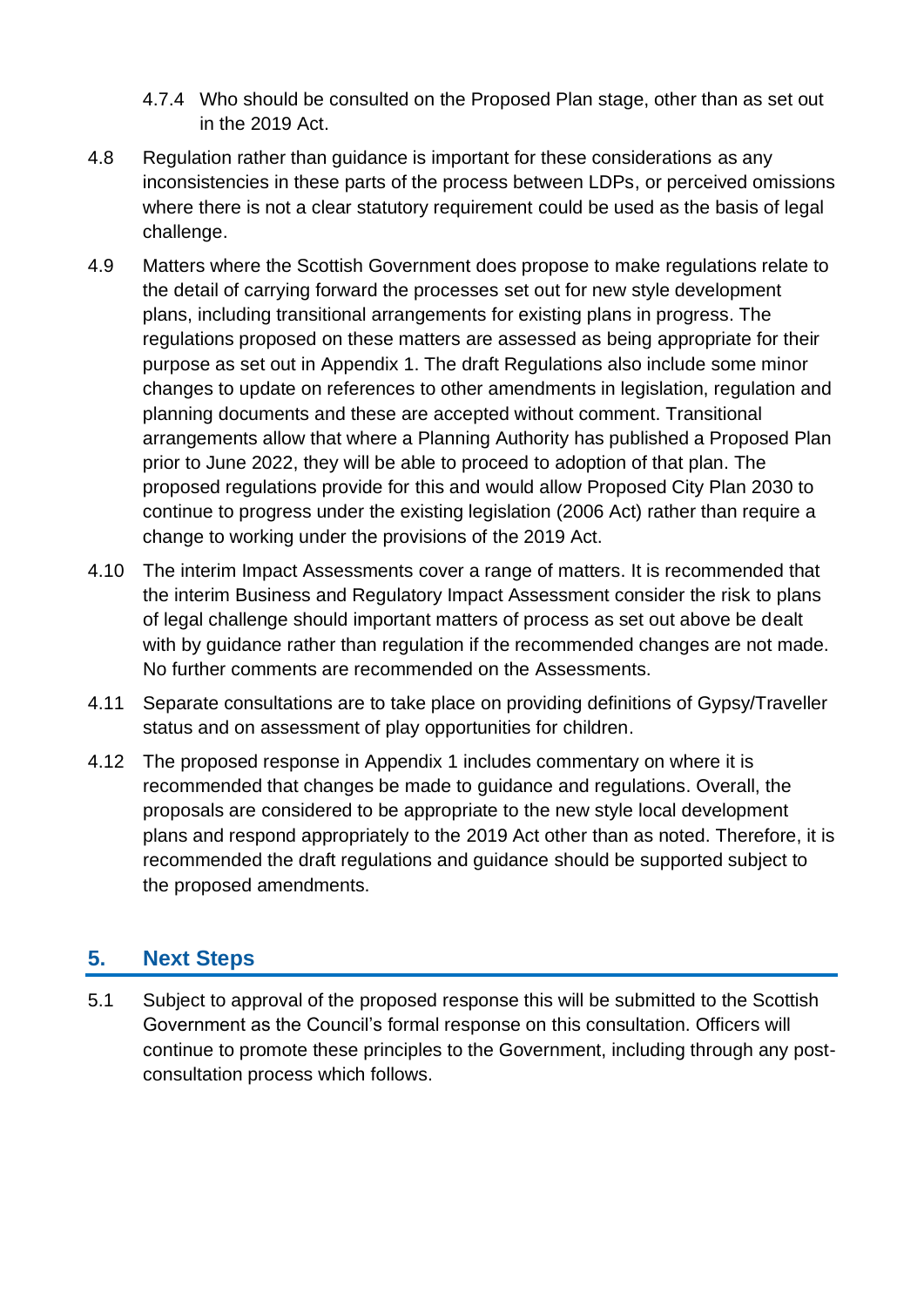4.7.4 Who should be consulted on the Proposed Plan stage, other than as set out in the 2019 Act.

4.8 Regulation rather than guidance is important for these considerations as any inconsistencies in these parts of the process between LDPs, or perceived omissions where there is not a clear statutory requirement could be used as the basis of legal challenge.

4.9 Matters where the Scottish Government does propose to make regulations relate to the detail of carrying forward the processes set out for new style development plans, including transitional arrangements for existing plans in progress. The regulations proposed on these matters are assessed as being appropriate for their purpose as set out in Appendix 1. The draft Regulations also include some minor changes to update on references to other amendments in legislation, regulation and planning documents and these are accepted without comment. Transitional arrangements allow that where a Planning Authority has published a Proposed Plan prior to June 2022, they will be able to proceed to adoption of that plan. The proposed regulations provide for this and would allow Proposed City Plan 2030 to continue to progress under the existing legislation (2006 Act) rather than require a change to working under the provisions of the 2019 Act.

4.10 The interim Impact Assessments cover a range of matters. It is recommended that the interim Business and Regulatory Impact Assessment consider the risk to plans of legal challenge should important matters of process as set out above be dealt with by guidance rather than regulation if the recommended changes are not made. No further comments are recommended on the Assessments.

4.11 Separate consultations are to take place on providing definitions of Gypsy/Traveller status and on assessment of play opportunities for children.

4.12 The proposed response in Appendix 1 includes commentary on where it is recommended that changes be made to guidance and regulations. Overall, the proposals are considered to be appropriate to the new style local development plans and respond appropriately to the 2019 Act other than as noted. Therefore, it is recommended the draft regulations and guidance should be supported subject to the proposed amendments.

## 5. Next Steps

5.1 Subject to approval of the proposed response this will be submitted to the Scottish Government as the Council's formal response on this consultation. Officers will continue to promote these principles to the Government, including through any post-consultation process which follows.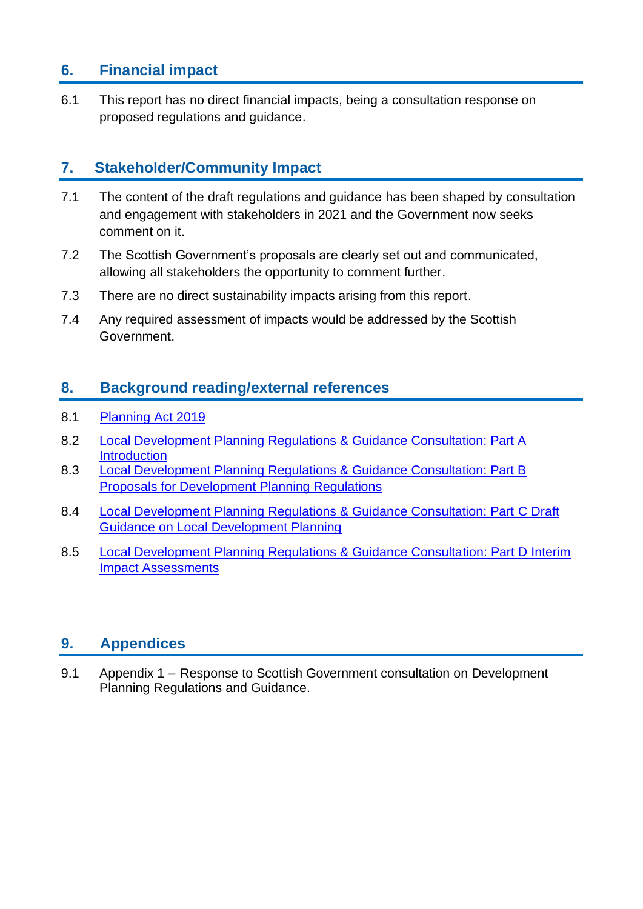## 6. Financial impact

6.1 This report has no direct financial impacts, being a consultation response on proposed regulations and guidance.

## 7. Stakeholder/Community Impact

7.1 The content of the draft regulations and guidance has been shaped by consultation and engagement with stakeholders in 2021 and the Government now seeks comment on it.

7.2 The Scottish Government's proposals are clearly set out and communicated, allowing all stakeholders the opportunity to comment further.

7.3 There are no direct sustainability impacts arising from this report.

7.4 Any required assessment of impacts would be addressed by the Scottish Government.

## 8. Background reading/external references

8.1 Planning Act 2019

8.2 Local Development Planning Regulations & Guidance Consultation: Part A Introduction

8.3 Local Development Planning Regulations & Guidance Consultation: Part B Proposals for Development Planning Regulations

8.4 Local Development Planning Regulations & Guidance Consultation: Part C Draft Guidance on Local Development Planning

8.5 Local Development Planning Regulations & Guidance Consultation: Part D Interim Impact Assessments

## 9. Appendices

9.1 Appendix 1 – Response to Scottish Government consultation on Development Planning Regulations and Guidance.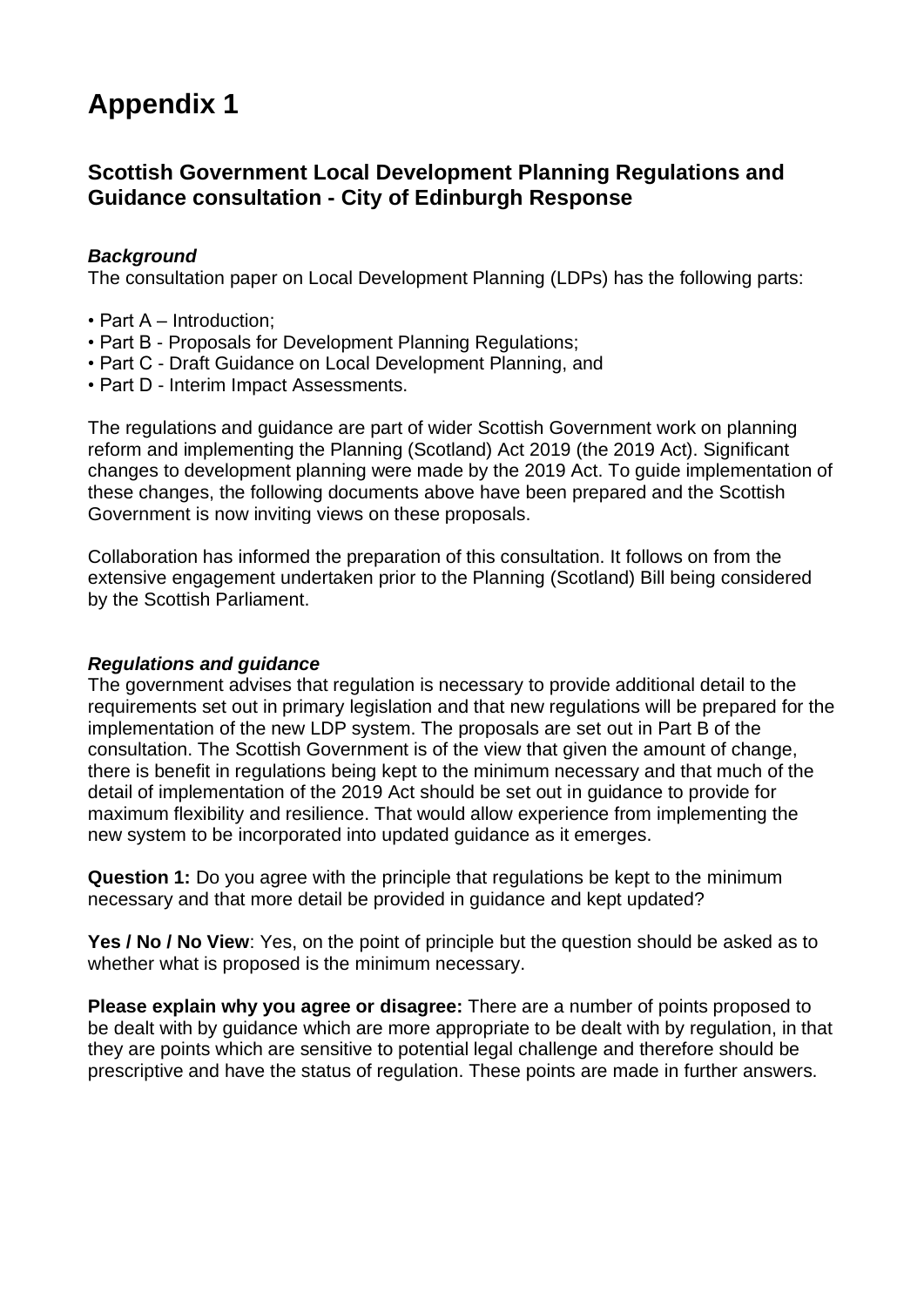# Appendix 1

## Scottish Government Local Development Planning Regulations and Guidance consultation - City of Edinburgh Response

***Background***
The consultation paper on Local Development Planning (LDPs) has the following parts:

- Part A – Introduction;
- Part B - Proposals for Development Planning Regulations;
- Part C - Draft Guidance on Local Development Planning, and
- Part D - Interim Impact Assessments.

The regulations and guidance are part of wider Scottish Government work on planning reform and implementing the Planning (Scotland) Act 2019 (the 2019 Act). Significant changes to development planning were made by the 2019 Act. To guide implementation of these changes, the following documents above have been prepared and the Scottish Government is now inviting views on these proposals.

Collaboration has informed the preparation of this consultation. It follows on from the extensive engagement undertaken prior to the Planning (Scotland) Bill being considered by the Scottish Parliament.

***Regulations and guidance***
The government advises that regulation is necessary to provide additional detail to the requirements set out in primary legislation and that new regulations will be prepared for the implementation of the new LDP system. The proposals are set out in Part B of the consultation. The Scottish Government is of the view that given the amount of change, there is benefit in regulations being kept to the minimum necessary and that much of the detail of implementation of the 2019 Act should be set out in guidance to provide for maximum flexibility and resilience. That would allow experience from implementing the new system to be incorporated into updated guidance as it emerges.

**Question 1:** Do you agree with the principle that regulations be kept to the minimum necessary and that more detail be provided in guidance and kept updated?

**Yes / No / No View**: Yes, on the point of principle but the question should be asked as to whether what is proposed is the minimum necessary.

**Please explain why you agree or disagree:** There are a number of points proposed to be dealt with by guidance which are more appropriate to be dealt with by regulation, in that they are points which are sensitive to potential legal challenge and therefore should be prescriptive and have the status of regulation. These points are made in further answers.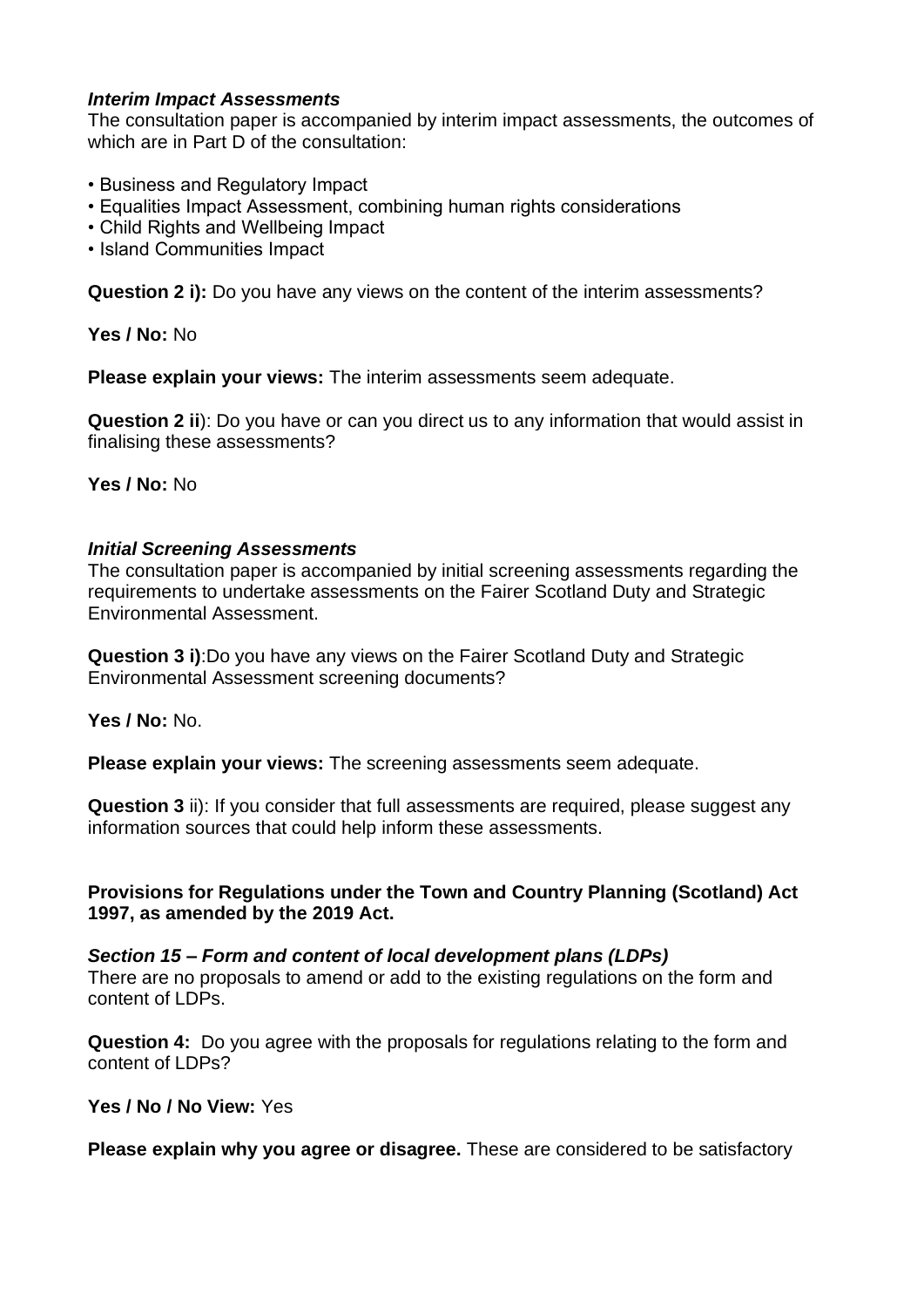***Interim Impact Assessments***
The consultation paper is accompanied by interim impact assessments, the outcomes of which are in Part D of the consultation:

- Business and Regulatory Impact
- Equalities Impact Assessment, combining human rights considerations
- Child Rights and Wellbeing Impact
- Island Communities Impact

**Question 2 i):** Do you have any views on the content of the interim assessments?

**Yes / No:** No

**Please explain your views:** The interim assessments seem adequate.

**Question 2 ii**): Do you have or can you direct us to any information that would assist in finalising these assessments?

**Yes / No:** No

***Initial Screening Assessments***
The consultation paper is accompanied by initial screening assessments regarding the requirements to undertake assessments on the Fairer Scotland Duty and Strategic Environmental Assessment.

**Question 3 i)**:Do you have any views on the Fairer Scotland Duty and Strategic Environmental Assessment screening documents?

**Yes / No:** No.

**Please explain your views:** The screening assessments seem adequate.

**Question 3** ii): If you consider that full assessments are required, please suggest any information sources that could help inform these assessments.

**Provisions for Regulations under the Town and Country Planning (Scotland) Act 1997, as amended by the 2019 Act.**

***Section 15 – Form and content of local development plans (LDPs)***
There are no proposals to amend or add to the existing regulations on the form and content of LDPs.

**Question 4:** Do you agree with the proposals for regulations relating to the form and content of LDPs?

**Yes / No / No View:** Yes

**Please explain why you agree or disagree.** These are considered to be satisfactory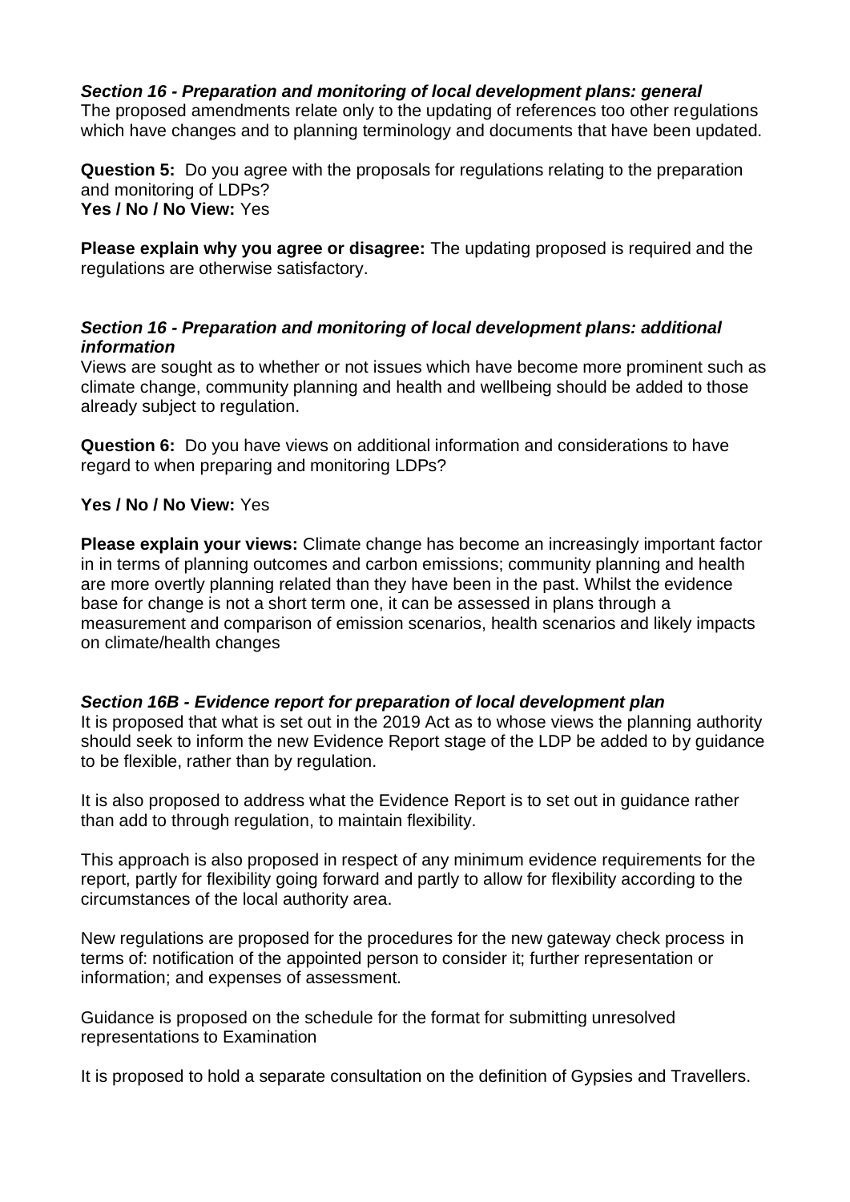***Section 16 - Preparation and monitoring of local development plans: general***
The proposed amendments relate only to the updating of references too other regulations which have changes and to planning terminology and documents that have been updated.

**Question 5:** Do you agree with the proposals for regulations relating to the preparation and monitoring of LDPs?
**Yes / No / No View:** Yes

**Please explain why you agree or disagree:** The updating proposed is required and the regulations are otherwise satisfactory.

***Section 16 - Preparation and monitoring of local development plans: additional information***
Views are sought as to whether or not issues which have become more prominent such as climate change, community planning and health and wellbeing should be added to those already subject to regulation.

**Question 6:** Do you have views on additional information and considerations to have regard to when preparing and monitoring LDPs?

**Yes / No / No View:** Yes

**Please explain your views:** Climate change has become an increasingly important factor in in terms of planning outcomes and carbon emissions; community planning and health are more overtly planning related than they have been in the past. Whilst the evidence base for change is not a short term one, it can be assessed in plans through a measurement and comparison of emission scenarios, health scenarios and likely impacts on climate/health changes

***Section 16B - Evidence report for preparation of local development plan***
It is proposed that what is set out in the 2019 Act as to whose views the planning authority should seek to inform the new Evidence Report stage of the LDP be added to by guidance to be flexible, rather than by regulation.

It is also proposed to address what the Evidence Report is to set out in guidance rather than add to through regulation, to maintain flexibility.

This approach is also proposed in respect of any minimum evidence requirements for the report, partly for flexibility going forward and partly to allow for flexibility according to the circumstances of the local authority area.

New regulations are proposed for the procedures for the new gateway check process in terms of: notification of the appointed person to consider it; further representation or information; and expenses of assessment.

Guidance is proposed on the schedule for the format for submitting unresolved representations to Examination

It is proposed to hold a separate consultation on the definition of Gypsies and Travellers.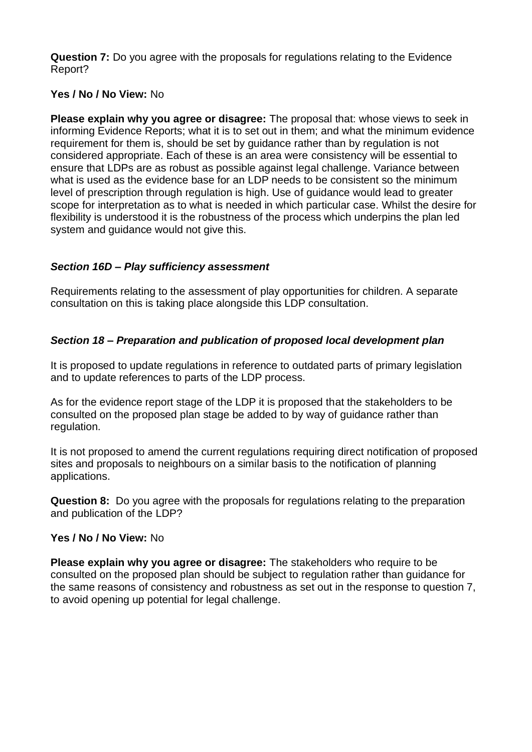**Question 7:** Do you agree with the proposals for regulations relating to the Evidence Report?

**Yes / No / No View:** No

**Please explain why you agree or disagree:** The proposal that: whose views to seek in informing Evidence Reports; what it is to set out in them; and what the minimum evidence requirement for them is, should be set by guidance rather than by regulation is not considered appropriate. Each of these is an area were consistency will be essential to ensure that LDPs are as robust as possible against legal challenge. Variance between what is used as the evidence base for an LDP needs to be consistent so the minimum level of prescription through regulation is high. Use of guidance would lead to greater scope for interpretation as to what is needed in which particular case. Whilst the desire for flexibility is understood it is the robustness of the process which underpins the plan led system and guidance would not give this.

### *Section 16D – Play sufficiency assessment*

Requirements relating to the assessment of play opportunities for children. A separate consultation on this is taking place alongside this LDP consultation.

### *Section 18 – Preparation and publication of proposed local development plan*

It is proposed to update regulations in reference to outdated parts of primary legislation and to update references to parts of the LDP process.

As for the evidence report stage of the LDP it is proposed that the stakeholders to be consulted on the proposed plan stage be added to by way of guidance rather than regulation.

It is not proposed to amend the current regulations requiring direct notification of proposed sites and proposals to neighbours on a similar basis to the notification of planning applications.

**Question 8:** Do you agree with the proposals for regulations relating to the preparation and publication of the LDP?

**Yes / No / No View:** No

**Please explain why you agree or disagree:** The stakeholders who require to be consulted on the proposed plan should be subject to regulation rather than guidance for the same reasons of consistency and robustness as set out in the response to question 7, to avoid opening up potential for legal challenge.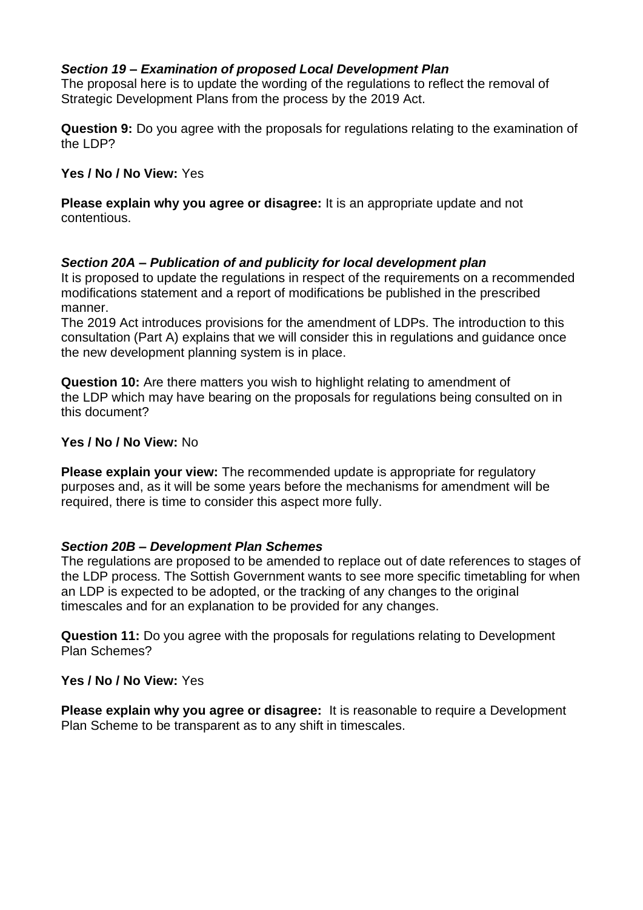***Section 19 – Examination of proposed Local Development Plan***

The proposal here is to update the wording of the regulations to reflect the removal of Strategic Development Plans from the process by the 2019 Act.

**Question 9:** Do you agree with the proposals for regulations relating to the examination of the LDP?

**Yes / No / No View:** Yes

**Please explain why you agree or disagree:** It is an appropriate update and not contentious.

***Section 20A – Publication of and publicity for local development plan***

It is proposed to update the regulations in respect of the requirements on a recommended modifications statement and a report of modifications be published in the prescribed manner.

The 2019 Act introduces provisions for the amendment of LDPs. The introduction to this consultation (Part A) explains that we will consider this in regulations and guidance once the new development planning system is in place.

**Question 10:** Are there matters you wish to highlight relating to amendment of the LDP which may have bearing on the proposals for regulations being consulted on in this document?

**Yes / No / No View:** No

**Please explain your view:** The recommended update is appropriate for regulatory purposes and, as it will be some years before the mechanisms for amendment will be required, there is time to consider this aspect more fully.

***Section 20B – Development Plan Schemes***

The regulations are proposed to be amended to replace out of date references to stages of the LDP process. The Sottish Government wants to see more specific timetabling for when an LDP is expected to be adopted, or the tracking of any changes to the original timescales and for an explanation to be provided for any changes.

**Question 11:** Do you agree with the proposals for regulations relating to Development Plan Schemes?

**Yes / No / No View:** Yes

**Please explain why you agree or disagree:** It is reasonable to require a Development Plan Scheme to be transparent as to any shift in timescales.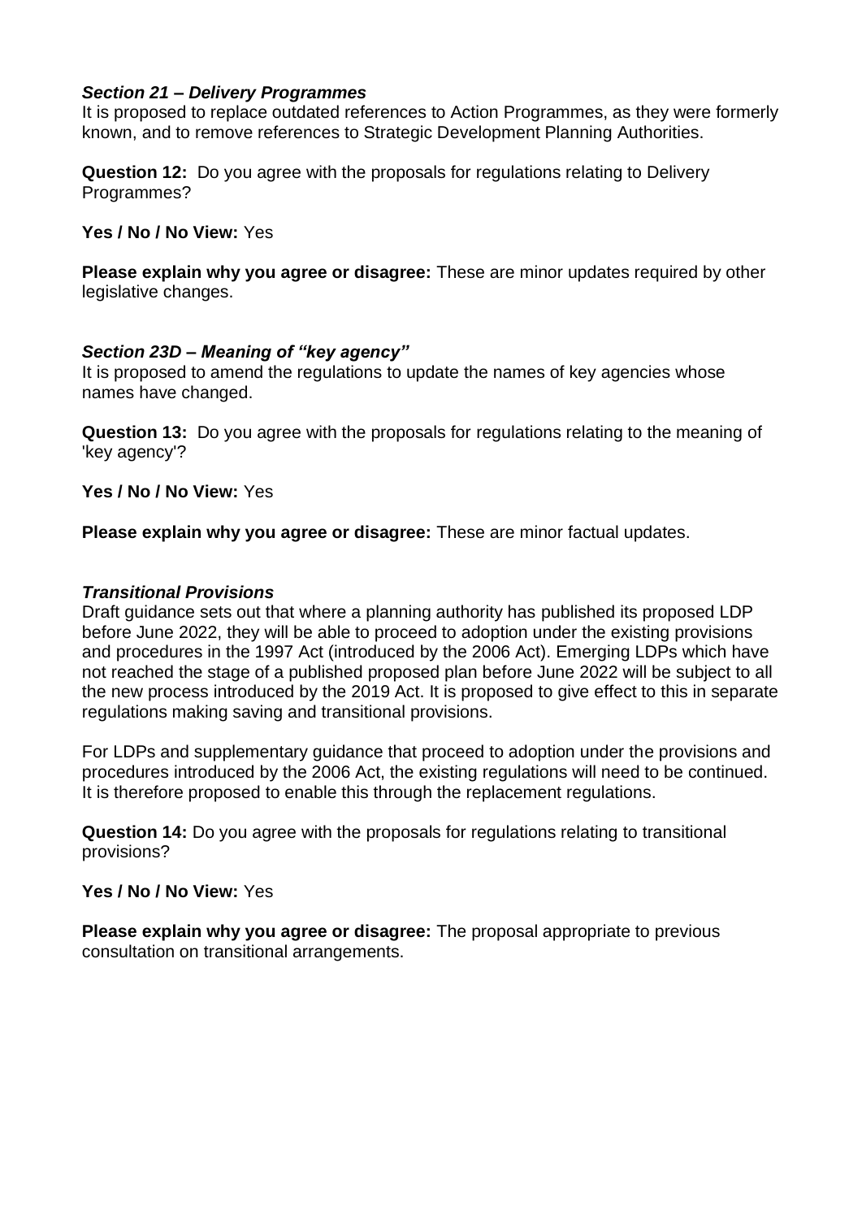***Section 21 – Delivery Programmes***

It is proposed to replace outdated references to Action Programmes, as they were formerly known, and to remove references to Strategic Development Planning Authorities.

**Question 12:** Do you agree with the proposals for regulations relating to Delivery Programmes?

**Yes / No / No View:** Yes

**Please explain why you agree or disagree:** These are minor updates required by other legislative changes.

***Section 23D – Meaning of "key agency"***

It is proposed to amend the regulations to update the names of key agencies whose names have changed.

**Question 13:** Do you agree with the proposals for regulations relating to the meaning of 'key agency'?

**Yes / No / No View:** Yes

**Please explain why you agree or disagree:** These are minor factual updates.

***Transitional Provisions***

Draft guidance sets out that where a planning authority has published its proposed LDP before June 2022, they will be able to proceed to adoption under the existing provisions and procedures in the 1997 Act (introduced by the 2006 Act). Emerging LDPs which have not reached the stage of a published proposed plan before June 2022 will be subject to all the new process introduced by the 2019 Act. It is proposed to give effect to this in separate regulations making saving and transitional provisions.

For LDPs and supplementary guidance that proceed to adoption under the provisions and procedures introduced by the 2006 Act, the existing regulations will need to be continued. It is therefore proposed to enable this through the replacement regulations.

**Question 14:** Do you agree with the proposals for regulations relating to transitional provisions?

**Yes / No / No View:** Yes

**Please explain why you agree or disagree:** The proposal appropriate to previous consultation on transitional arrangements.